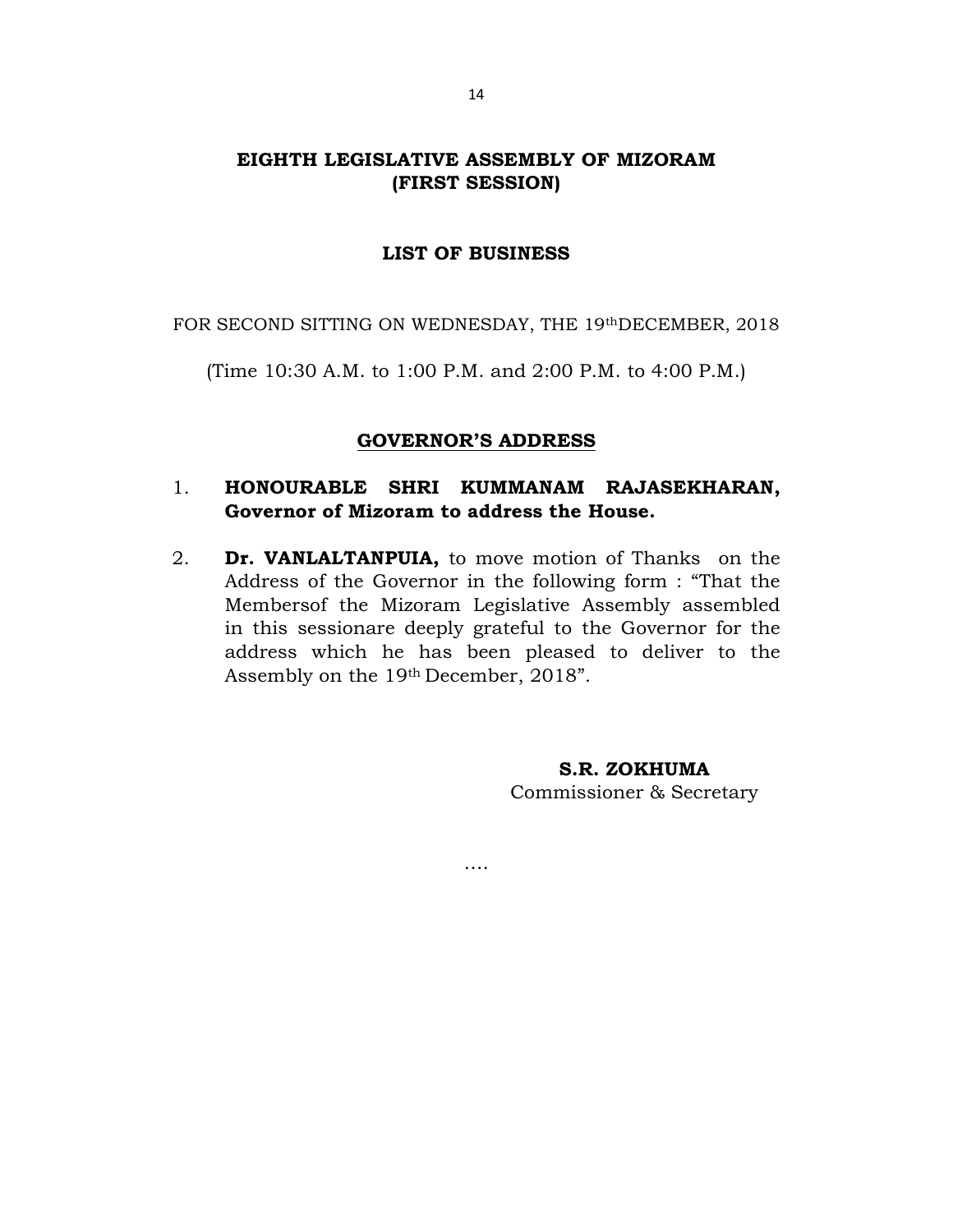# EIGHTH LEGISLATIVE ASSEMBLY OF MIZORAM
# (FIRST SESSION)

## LIST OF BUSINESS

FOR SECOND SITTING ON WEDNESDAY, THE 19th DECEMBER, 2018

(Time 10:30 A.M. to 1:00 P.M. and 2:00 P.M. to 4:00 P.M.)

## GOVERNOR'S ADDRESS

1. **HONOURABLE SHRI KUMMANAM RAJASEKHARAN, Governor of Mizoram to address the House.**

2. **Dr. VANLALTANPUIA,** to move motion of Thanks on the Address of the Governor in the following form : "That the Membersof the Mizoram Legislative Assembly assembled in this sessionare deeply grateful to the Governor for the address which he has been pleased to deliver to the Assembly on the 19th December, 2018".

**S.R. ZOKHUMA**
Commissioner & Secretary

….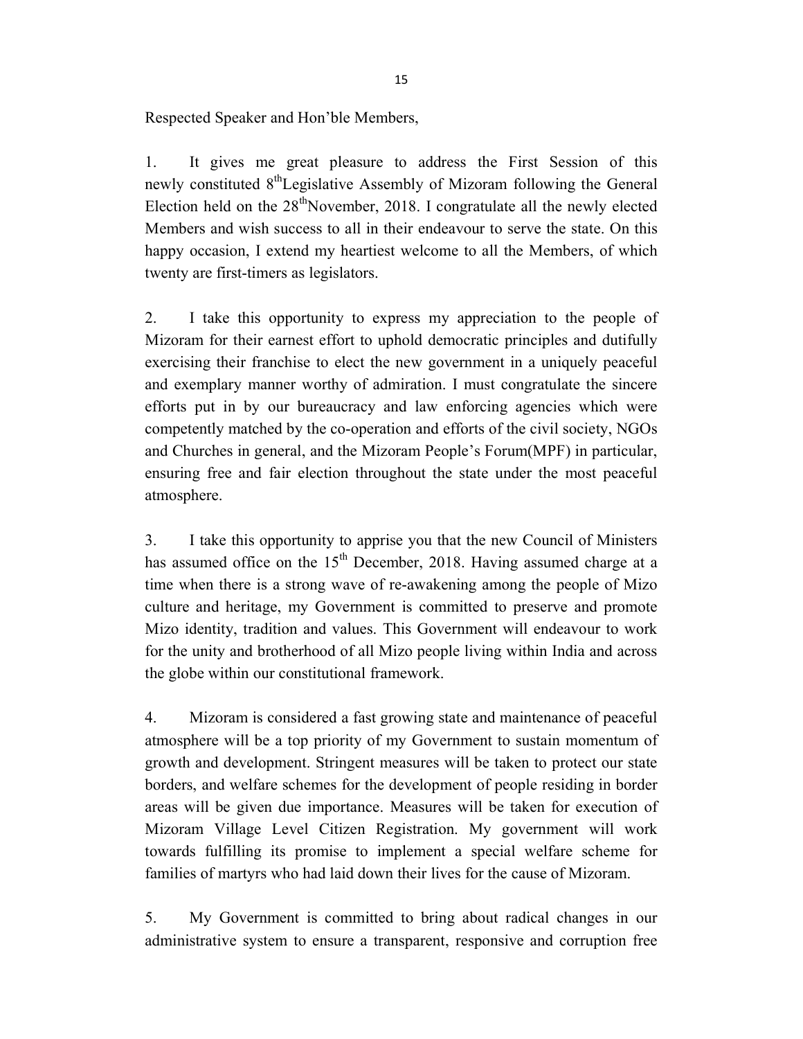Respected Speaker and Hon'ble Members,

1. It gives me great pleasure to address the First Session of this newly constituted 8th Legislative Assembly of Mizoram following the General Election held on the 28th November, 2018. I congratulate all the newly elected Members and wish success to all in their endeavour to serve the state. On this happy occasion, I extend my heartiest welcome to all the Members, of which twenty are first-timers as legislators.

2. I take this opportunity to express my appreciation to the people of Mizoram for their earnest effort to uphold democratic principles and dutifully exercising their franchise to elect the new government in a uniquely peaceful and exemplary manner worthy of admiration. I must congratulate the sincere efforts put in by our bureaucracy and law enforcing agencies which were competently matched by the co-operation and efforts of the civil society, NGOs and Churches in general, and the Mizoram People's Forum(MPF) in particular, ensuring free and fair election throughout the state under the most peaceful atmosphere.

3. I take this opportunity to apprise you that the new Council of Ministers has assumed office on the 15th December, 2018. Having assumed charge at a time when there is a strong wave of re-awakening among the people of Mizo culture and heritage, my Government is committed to preserve and promote Mizo identity, tradition and values. This Government will endeavour to work for the unity and brotherhood of all Mizo people living within India and across the globe within our constitutional framework.

4. Mizoram is considered a fast growing state and maintenance of peaceful atmosphere will be a top priority of my Government to sustain momentum of growth and development. Stringent measures will be taken to protect our state borders, and welfare schemes for the development of people residing in border areas will be given due importance. Measures will be taken for execution of Mizoram Village Level Citizen Registration. My government will work towards fulfilling its promise to implement a special welfare scheme for families of martyrs who had laid down their lives for the cause of Mizoram.

5. My Government is committed to bring about radical changes in our administrative system to ensure a transparent, responsive and corruption free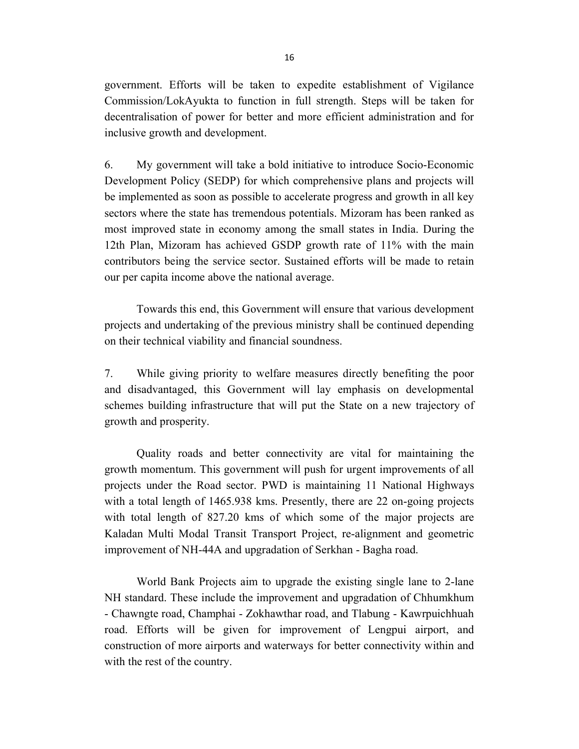government. Efforts will be taken to expedite establishment of Vigilance Commission/LokAyukta to function in full strength. Steps will be taken for decentralisation of power for better and more efficient administration and for inclusive growth and development.

6. My government will take a bold initiative to introduce Socio-Economic Development Policy (SEDP) for which comprehensive plans and projects will be implemented as soon as possible to accelerate progress and growth in all key sectors where the state has tremendous potentials. Mizoram has been ranked as most improved state in economy among the small states in India. During the 12th Plan, Mizoram has achieved GSDP growth rate of 11% with the main contributors being the service sector. Sustained efforts will be made to retain our per capita income above the national average.

Towards this end, this Government will ensure that various development projects and undertaking of the previous ministry shall be continued depending on their technical viability and financial soundness.

7. While giving priority to welfare measures directly benefiting the poor and disadvantaged, this Government will lay emphasis on developmental schemes building infrastructure that will put the State on a new trajectory of growth and prosperity.

Quality roads and better connectivity are vital for maintaining the growth momentum. This government will push for urgent improvements of all projects under the Road sector. PWD is maintaining 11 National Highways with a total length of 1465.938 kms. Presently, there are 22 on-going projects with total length of 827.20 kms of which some of the major projects are Kaladan Multi Modal Transit Transport Project, re-alignment and geometric improvement of NH-44A and upgradation of Serkhan - Bagha road.

World Bank Projects aim to upgrade the existing single lane to 2-lane NH standard. These include the improvement and upgradation of Chhumkhum - Chawngte road, Champhai - Zokhawthar road, and Tlabung - Kawrpuichhuah road. Efforts will be given for improvement of Lengpui airport, and construction of more airports and waterways for better connectivity within and with the rest of the country.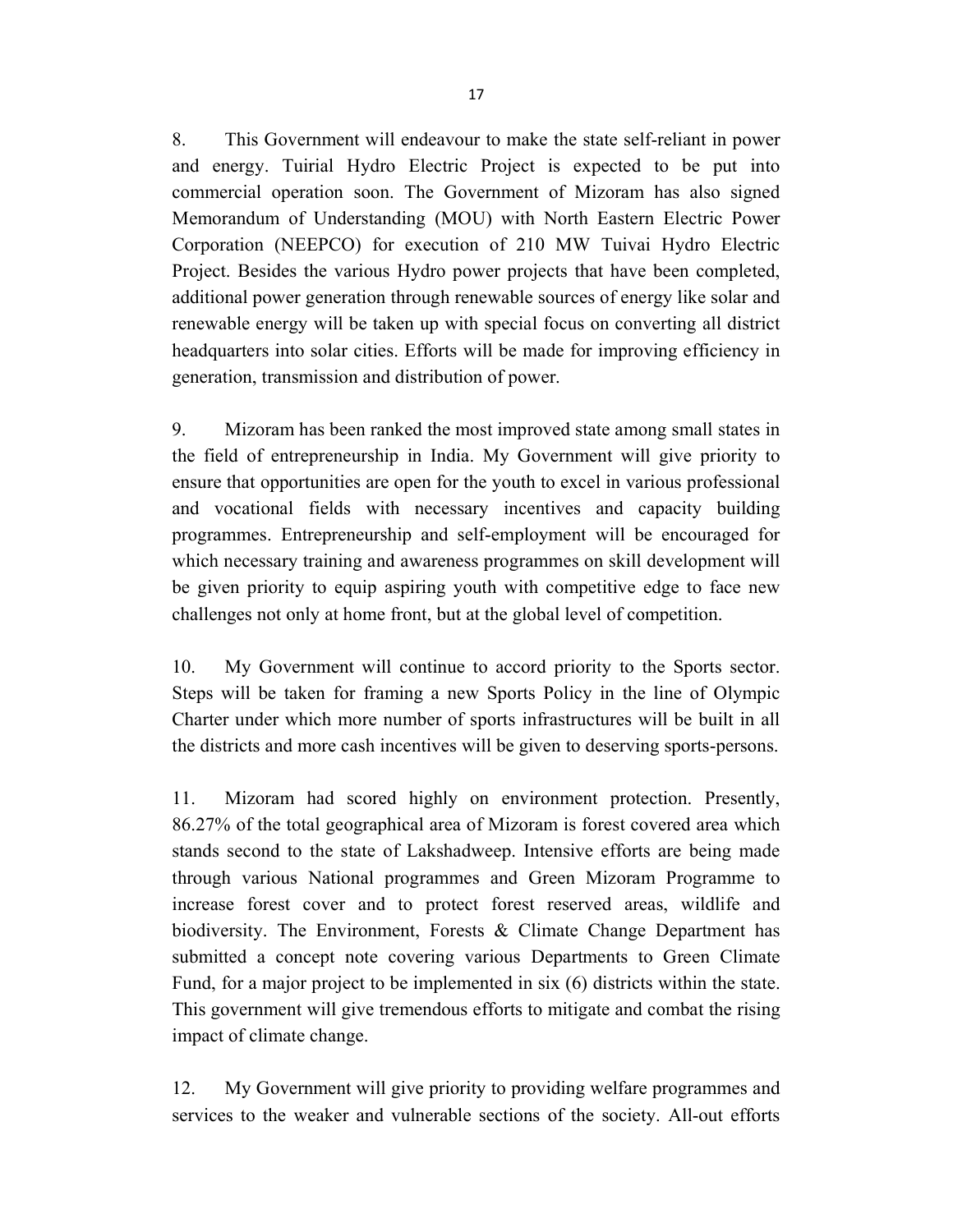8. This Government will endeavour to make the state self-reliant in power and energy. Tuirial Hydro Electric Project is expected to be put into commercial operation soon. The Government of Mizoram has also signed Memorandum of Understanding (MOU) with North Eastern Electric Power Corporation (NEEPCO) for execution of 210 MW Tuivai Hydro Electric Project. Besides the various Hydro power projects that have been completed, additional power generation through renewable sources of energy like solar and renewable energy will be taken up with special focus on converting all district headquarters into solar cities. Efforts will be made for improving efficiency in generation, transmission and distribution of power.

9. Mizoram has been ranked the most improved state among small states in the field of entrepreneurship in India. My Government will give priority to ensure that opportunities are open for the youth to excel in various professional and vocational fields with necessary incentives and capacity building programmes. Entrepreneurship and self-employment will be encouraged for which necessary training and awareness programmes on skill development will be given priority to equip aspiring youth with competitive edge to face new challenges not only at home front, but at the global level of competition.

10. My Government will continue to accord priority to the Sports sector. Steps will be taken for framing a new Sports Policy in the line of Olympic Charter under which more number of sports infrastructures will be built in all the districts and more cash incentives will be given to deserving sports-persons.

11. Mizoram had scored highly on environment protection. Presently, 86.27% of the total geographical area of Mizoram is forest covered area which stands second to the state of Lakshadweep. Intensive efforts are being made through various National programmes and Green Mizoram Programme to increase forest cover and to protect forest reserved areas, wildlife and biodiversity. The Environment, Forests & Climate Change Department has submitted a concept note covering various Departments to Green Climate Fund, for a major project to be implemented in six (6) districts within the state. This government will give tremendous efforts to mitigate and combat the rising impact of climate change.

12. My Government will give priority to providing welfare programmes and services to the weaker and vulnerable sections of the society. All-out efforts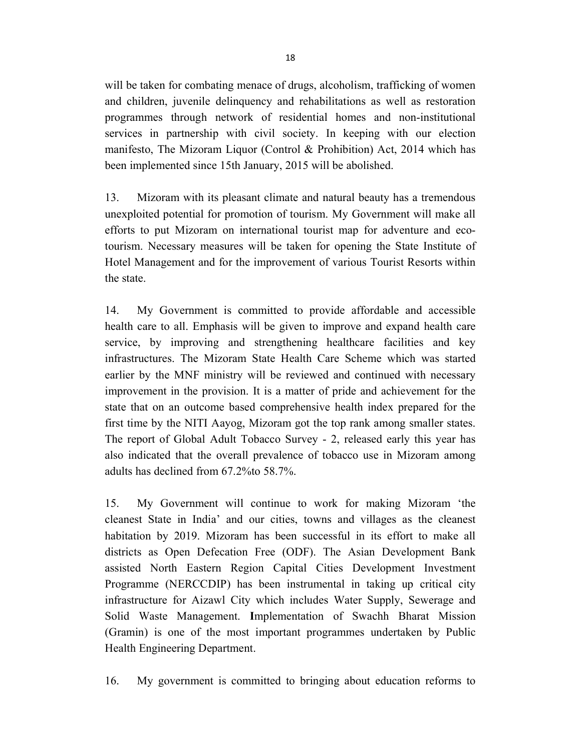will be taken for combating menace of drugs, alcoholism, trafficking of women and children, juvenile delinquency and rehabilitations as well as restoration programmes through network of residential homes and non-institutional services in partnership with civil society. In keeping with our election manifesto, The Mizoram Liquor (Control & Prohibition) Act, 2014 which has been implemented since 15th January, 2015 will be abolished.

13. Mizoram with its pleasant climate and natural beauty has a tremendous unexploited potential for promotion of tourism. My Government will make all efforts to put Mizoram on international tourist map for adventure and eco-tourism. Necessary measures will be taken for opening the State Institute of Hotel Management and for the improvement of various Tourist Resorts within the state.

14. My Government is committed to provide affordable and accessible health care to all. Emphasis will be given to improve and expand health care service, by improving and strengthening healthcare facilities and key infrastructures. The Mizoram State Health Care Scheme which was started earlier by the MNF ministry will be reviewed and continued with necessary improvement in the provision. It is a matter of pride and achievement for the state that on an outcome based comprehensive health index prepared for the first time by the NITI Aayog, Mizoram got the top rank among smaller states. The report of Global Adult Tobacco Survey - 2, released early this year has also indicated that the overall prevalence of tobacco use in Mizoram among adults has declined from 67.2%to 58.7%.

15. My Government will continue to work for making Mizoram 'the cleanest State in India' and our cities, towns and villages as the cleanest habitation by 2019. Mizoram has been successful in its effort to make all districts as Open Defecation Free (ODF). The Asian Development Bank assisted North Eastern Region Capital Cities Development Investment Programme (NERCCDIP) has been instrumental in taking up critical city infrastructure for Aizawl City which includes Water Supply, Sewerage and Solid Waste Management. **I**mplementation of Swachh Bharat Mission (Gramin) is one of the most important programmes undertaken by Public Health Engineering Department.

16. My government is committed to bringing about education reforms to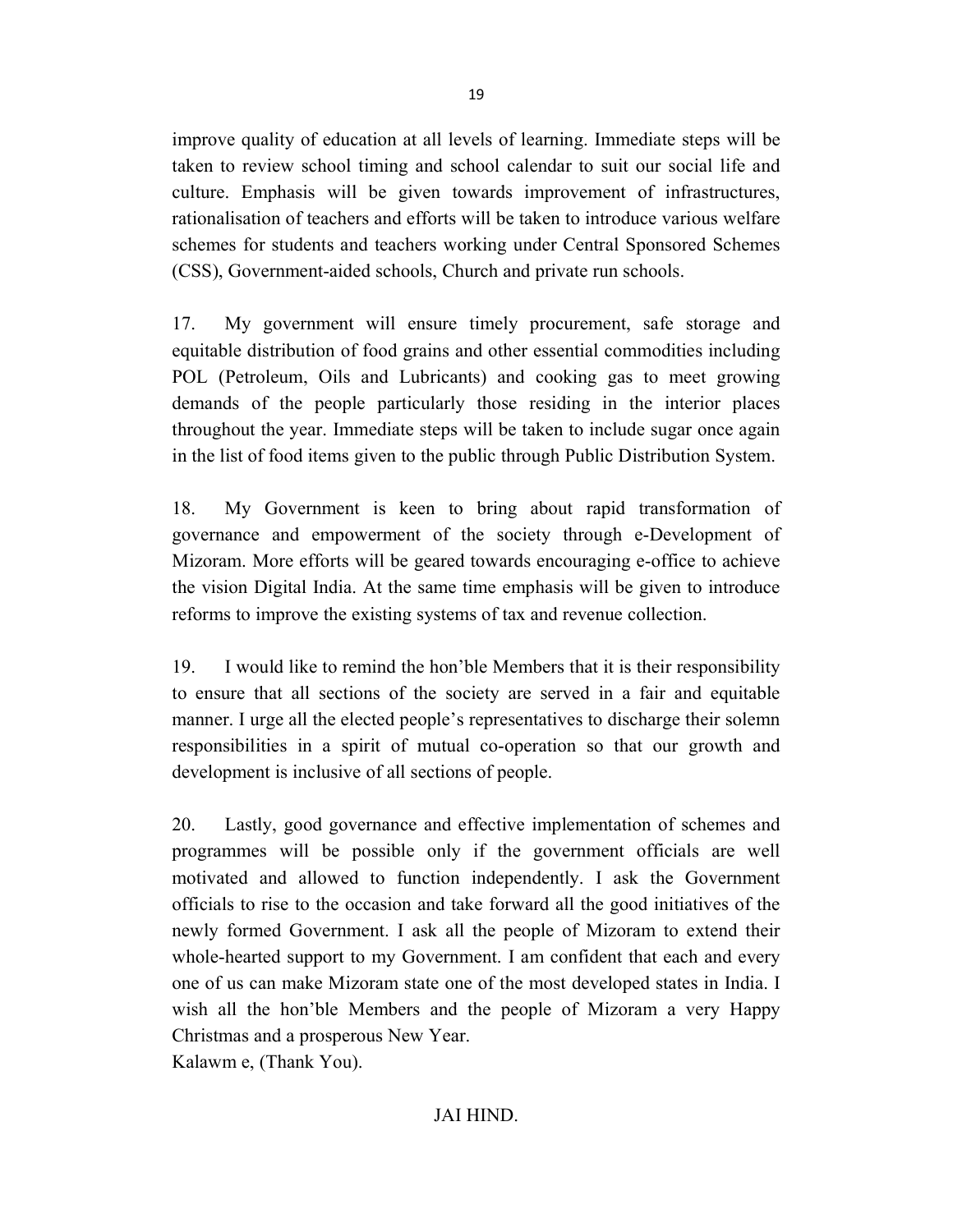improve quality of education at all levels of learning. Immediate steps will be taken to review school timing and school calendar to suit our social life and culture. Emphasis will be given towards improvement of infrastructures, rationalisation of teachers and efforts will be taken to introduce various welfare schemes for students and teachers working under Central Sponsored Schemes (CSS), Government-aided schools, Church and private run schools.

17. My government will ensure timely procurement, safe storage and equitable distribution of food grains and other essential commodities including POL (Petroleum, Oils and Lubricants) and cooking gas to meet growing demands of the people particularly those residing in the interior places throughout the year. Immediate steps will be taken to include sugar once again in the list of food items given to the public through Public Distribution System.

18. My Government is keen to bring about rapid transformation of governance and empowerment of the society through e-Development of Mizoram. More efforts will be geared towards encouraging e-office to achieve the vision Digital India. At the same time emphasis will be given to introduce reforms to improve the existing systems of tax and revenue collection.

19. I would like to remind the hon'ble Members that it is their responsibility to ensure that all sections of the society are served in a fair and equitable manner. I urge all the elected people's representatives to discharge their solemn responsibilities in a spirit of mutual co-operation so that our growth and development is inclusive of all sections of people.

20. Lastly, good governance and effective implementation of schemes and programmes will be possible only if the government officials are well motivated and allowed to function independently. I ask the Government officials to rise to the occasion and take forward all the good initiatives of the newly formed Government. I ask all the people of Mizoram to extend their whole-hearted support to my Government. I am confident that each and every one of us can make Mizoram state one of the most developed states in India. I wish all the hon'ble Members and the people of Mizoram a very Happy Christmas and a prosperous New Year.

Kalawm e, (Thank You).

JAI HIND.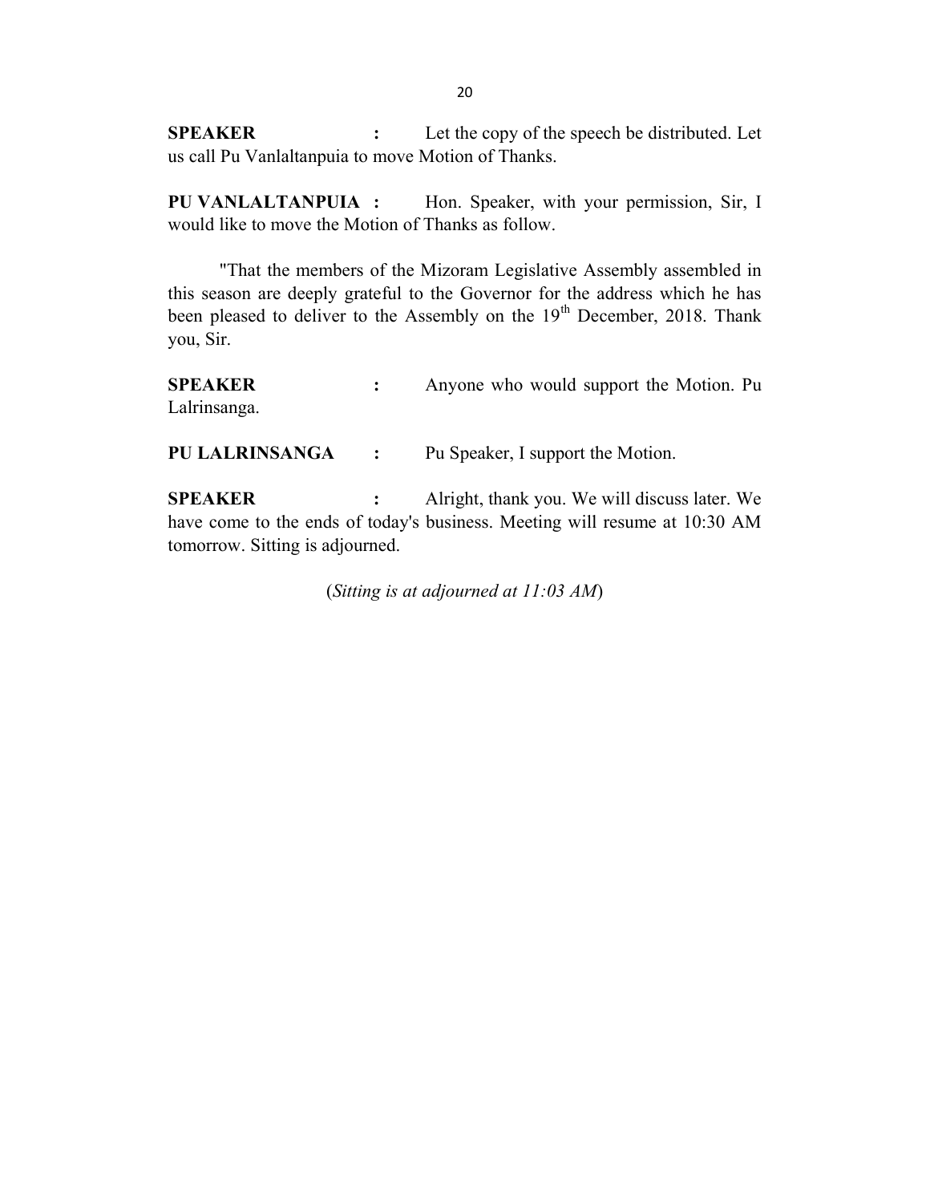**SPEAKER** : Let the copy of the speech be distributed. Let us call Pu Vanlaltanpuia to move Motion of Thanks.

**PU VANLALTANPUIA** : Hon. Speaker, with your permission, Sir, I would like to move the Motion of Thanks as follow.

"That the members of the Mizoram Legislative Assembly assembled in this season are deeply grateful to the Governor for the address which he has been pleased to deliver to the Assembly on the 19th December, 2018. Thank you, Sir.

**SPEAKER** : Anyone who would support the Motion. Pu Lalrinsanga.

**PU LALRINSANGA** : Pu Speaker, I support the Motion.

**SPEAKER** : Alright, thank you. We will discuss later. We have come to the ends of today's business. Meeting will resume at 10:30 AM tomorrow. Sitting is adjourned.

(*Sitting is at adjourned at 11:03 AM*)